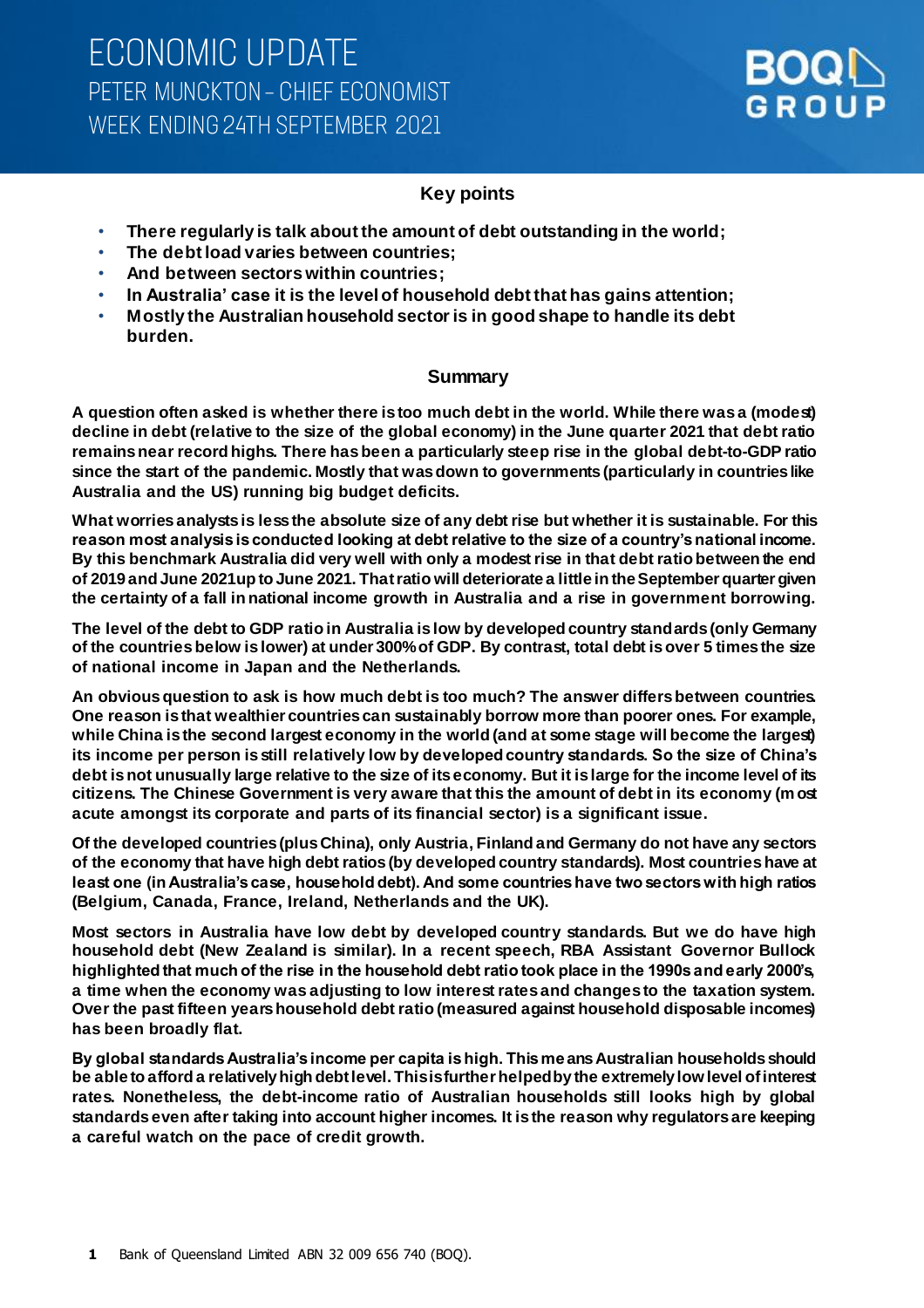# ECONOMIC UPDATE

## PETER MUNCKTON – CHIEF ECONOMIST

## WEEK ENDING 24TH SEPTEMBER 2021

### Key points

- **There regularly is talk about the amount of debt outstanding in the world;**
- **The debt load varies between countries;**
- **And between sectors within countries;**
- **In Australia' case it is the level of household debt that has gains attention;**
- **Mostly the Australian household sector is in good shape to handle its debt burden.**

### Summary

**A question often asked is whether there is too much debt in the world. While there was a (modest) decline in debt (relative to the size of the global economy) in the June quarter 2021 that debt ratio remains near record highs. There has been a particularly steep rise in the global debt-to-GDP ratio since the start of the pandemic. Mostly that was down to governments (particularly in countries like Australia and the US) running big budget deficits.**

**What worries analysts is less the absolute size of any debt rise but whether it is sustainable. For this reason most analysis is conducted looking at debt relative to the size of a country's national income. By this benchmark Australia did very well with only a modest rise in that debt ratio between the end of 2019 and June 2021up to June 2021. That ratio will deteriorate a little in the September quarter given the certainty of a fall in national income growth in Australia and a rise in government borrowing.**

**The level of the debt to GDP ratio in Australia is low by developed country standards (only Germany of the countries below is lower) at under 300% of GDP. By contrast, total debt is over 5 times the size of national income in Japan and the Netherlands.**

**An obvious question to ask is how much debt is too much? The answer differs between countries. One reason is that wealthier countries can sustainably borrow more than poorer ones. For example, while China is the second largest economy in the world (and at some stage will become the largest) its income per person is still relatively low by developed country standards. So the size of China's debt is not unusually large relative to the size of its economy. But it is large for the income level of its citizens. The Chinese Government is very aware that this the amount of debt in its economy (most acute amongst its corporate and parts of its financial sector) is a significant issue.**

**Of the developed countries (plus China), only Austria, Finland and Germany do not have any sectors of the economy that have high debt ratios (by developed country standards). Most countries have at least one (in Australia's case, household debt). And some countries have two sectors with high ratios (Belgium, Canada, France, Ireland, Netherlands and the UK).**

**Most sectors in Australia have low debt by developed country standards. But we do have high household debt (New Zealand is similar). In a recent speech, RBA Assistant Governor Bullock highlighted that much of the rise in the household debt ratio took place in the 1990s and early 2000's, a time when the economy was adjusting to low interest rates and changes to the taxation system. Over the past fifteen years household debt ratio (measured against household disposable incomes) has been broadly flat.**

**By global standards Australia's income per capita is high. This means Australian households should be able to afford a relatively high debt level. This is further helped by the extremely low level of interest rates. Nonetheless, the debt-income ratio of Australian households still looks high by global standards even after taking into account higher incomes. It is the reason why regulators are keeping a careful watch on the pace of credit growth.**

Bank of Queensland Limited ABN 32 009 656 740 (BOQ).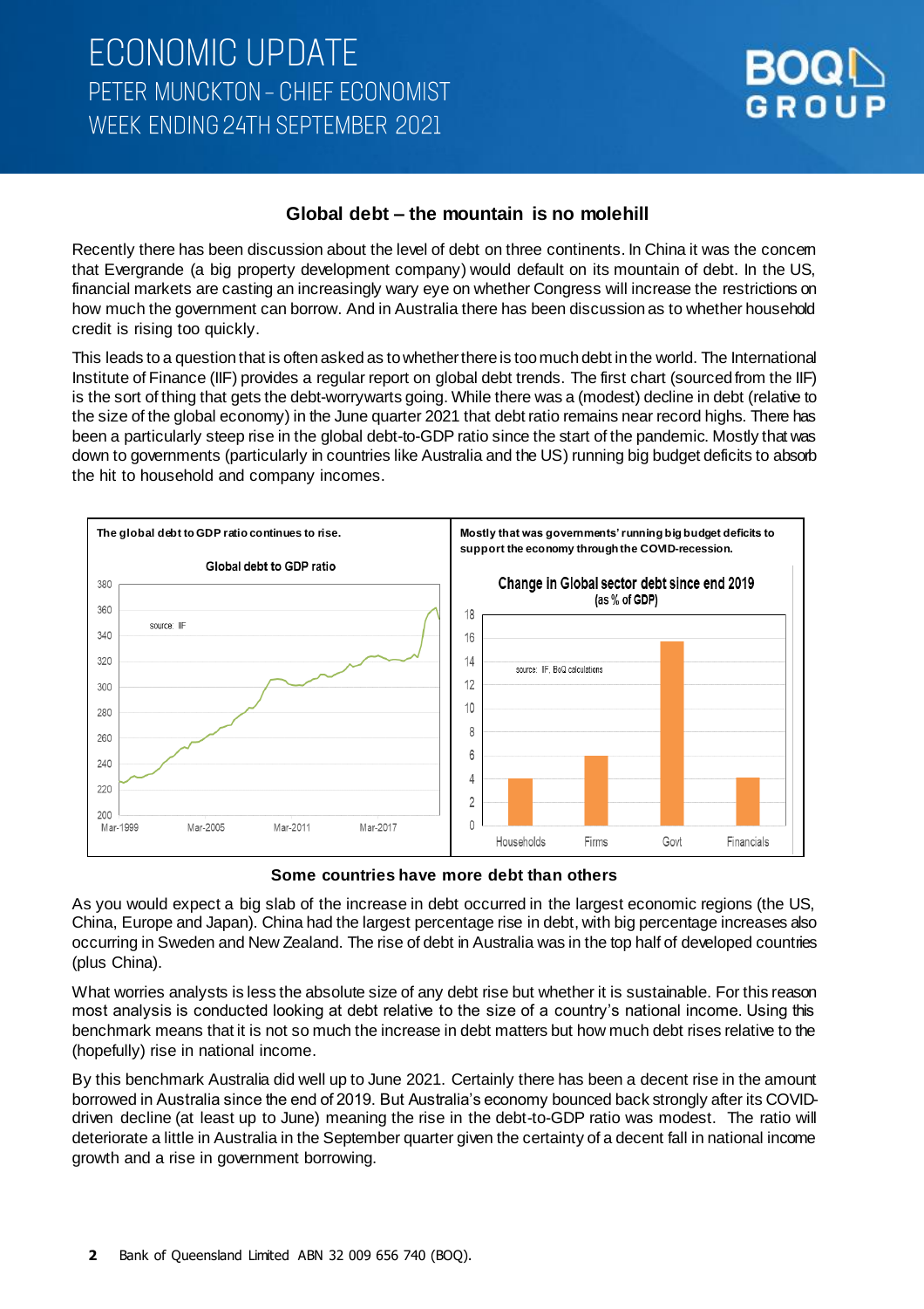## Global debt – the mountain is no molehill

Recently there has been discussion about the level of debt on three continents. In China it was the concern that Evergrande (a big property development company) would default on its mountain of debt. In the US, financial markets are casting an increasingly wary eye on whether Congress will increase the restrictions on how much the government can borrow. And in Australia there has been discussion as to whether household credit is rising too quickly.

This leads to a question that is often asked as to whether there is too much debt in the world. The International Institute of Finance (IIF) provides a regular report on global debt trends. The first chart (sourced from the IIF) is the sort of thing that gets the debt-worrywarts going. While there was a (modest) decline in debt (relative to the size of the global economy) in the June quarter 2021 that debt ratio remains near record highs. There has been a particularly steep rise in the global debt-to-GDP ratio since the start of the pandemic. Mostly that was down to governments (particularly in countries like Australia and the US) running big budget deficits to absorb the hit to household and company incomes.

**The global debt to GDP ratio continues to rise.**

**Mostly that was governments' running big budget deficits to support the economy through the COVID-recession.**

**Some countries have more debt than others**

As you would expect a big slab of the increase in debt occurred in the largest economic regions (the US, China, Europe and Japan). China had the largest percentage rise in debt, with big percentage increases also occurring in Sweden and New Zealand. The rise of debt in Australia was in the top half of developed countries (plus China).

What worries analysts is less the absolute size of any debt rise but whether it is sustainable. For this reason most analysis is conducted looking at debt relative to the size of a country's national income. Using this benchmark means that it is not so much the increase in debt matters but how much debt rises relative to the (hopefully) rise in national income.

By this benchmark Australia did well up to June 2021. Certainly there has been a decent rise in the amount borrowed in Australia since the end of 2019. But Australia's economy bounced back strongly after its COVID-driven decline (at least up to June) meaning the rise in the debt-to-GDP ratio was modest. The ratio will deteriorate a little in Australia in the September quarter given the certainty of a decent fall in national income growth and a rise in government borrowing.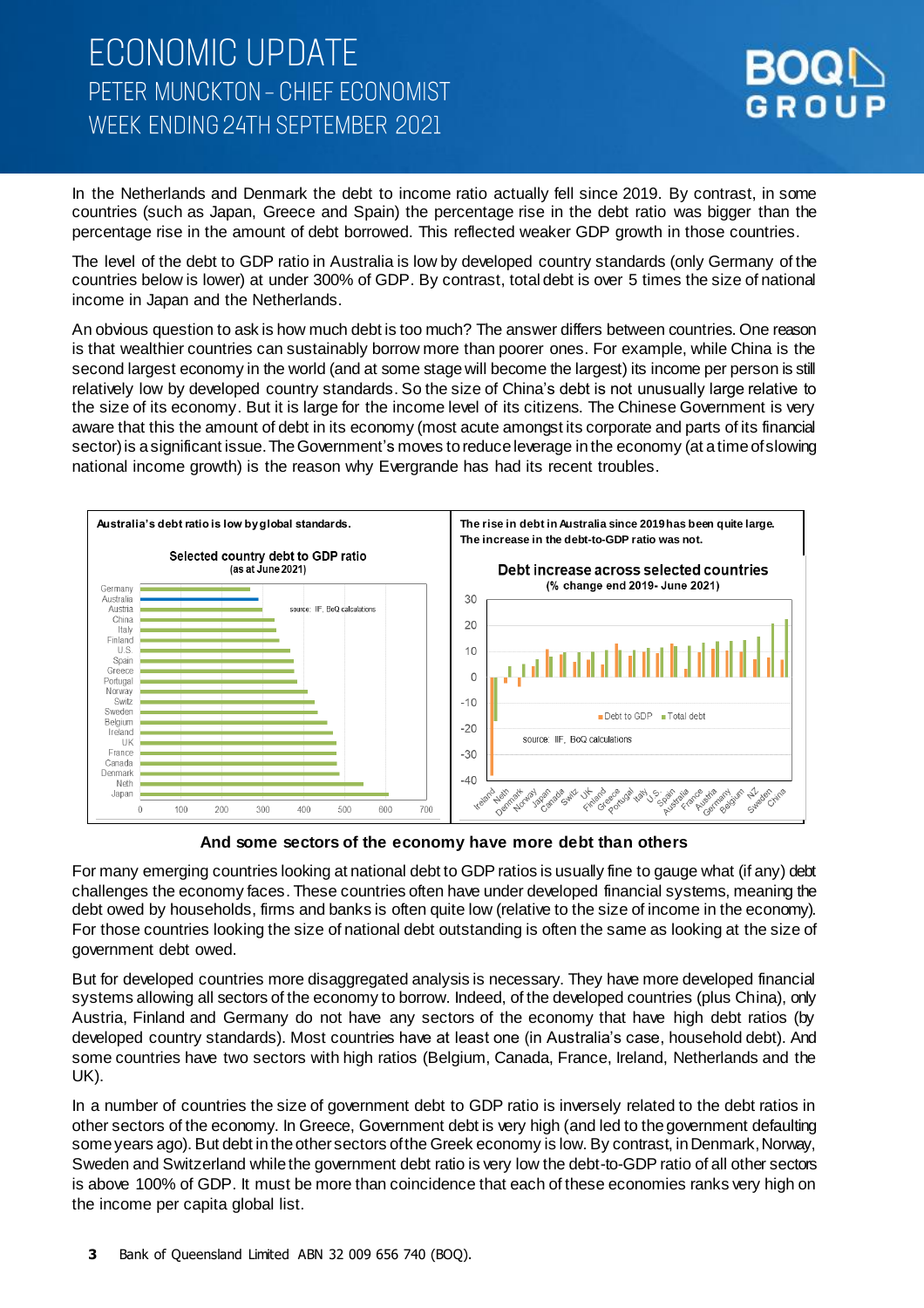In the Netherlands and Denmark the debt to income ratio actually fell since 2019. By contrast, in some countries (such as Japan, Greece and Spain) the percentage rise in the debt ratio was bigger than the percentage rise in the amount of debt borrowed. This reflected weaker GDP growth in those countries.

The level of the debt to GDP ratio in Australia is low by developed country standards (only Germany of the countries below is lower) at under 300% of GDP. By contrast, total debt is over 5 times the size of national income in Japan and the Netherlands.

An obvious question to ask is how much debt is too much? The answer differs between countries. One reason is that wealthier countries can sustainably borrow more than poorer ones. For example, while China is the second largest economy in the world (and at some stage will become the largest) its income per person is still relatively low by developed country standards. So the size of China's debt is not unusually large relative to the size of its economy. But it is large for the income level of its citizens. The Chinese Government is very aware that this the amount of debt in its economy (most acute amongst its corporate and parts of its financial sector) is a significant issue. The Government's moves to reduce leverage in the economy (at a time of slowing national income growth) is the reason why Evergrande has had its recent troubles.

**Australia's debt ratio is low by global standards.**

Selected country debt to GDP ratio (as at June 2021)

Germany, Australia, Austria, China, Italy, Finland, U.S., Spain, Greece, Portugal, Norway, Switz, Sweden, Belgium, Ireland, UK, France, Canada, Denmark, Neth, Japan

source: IIF, BoQ calculations

**The rise in debt in Australia since 2019 has been quite large. The increase in the debt-to-GDP ratio was not.**

Debt increase across selected countries (% change end 2019- June 2021)

Debt to GDP / Total debt

Ireland, Neth, Denmark, Norway, Japan, Canada, Switz, UK, Finland, Greece, Portugal, Italy, U.S., Spain, Australia, France, Austria, Germany, Belgium, NZ, Sweden, China

source: IIF, BoQ calculations

## And some sectors of the economy have more debt than others

For many emerging countries looking at national debt to GDP ratios is usually fine to gauge what (if any) debt challenges the economy faces. These countries often have under developed financial systems, meaning the debt owed by households, firms and banks is often quite low (relative to the size of income in the economy). For those countries looking the size of national debt outstanding is often the same as looking at the size of government debt owed.

But for developed countries more disaggregated analysis is necessary. They have more developed financial systems allowing all sectors of the economy to borrow. Indeed, of the developed countries (plus China), only Austria, Finland and Germany do not have any sectors of the economy that have high debt ratios (by developed country standards). Most countries have at least one (in Australia's case, household debt). And some countries have two sectors with high ratios (Belgium, Canada, France, Ireland, Netherlands and the UK).

In a number of countries the size of government debt to GDP ratio is inversely related to the debt ratios in other sectors of the economy. In Greece, Government debt is very high (and led to the government defaulting some years ago). But debt in the other sectors of the Greek economy is low. By contrast, in Denmark, Norway, Sweden and Switzerland while the government debt ratio is very low the debt-to-GDP ratio of all other sectors is above 100% of GDP. It must be more than coincidence that each of these economies ranks very high on the income per capita global list.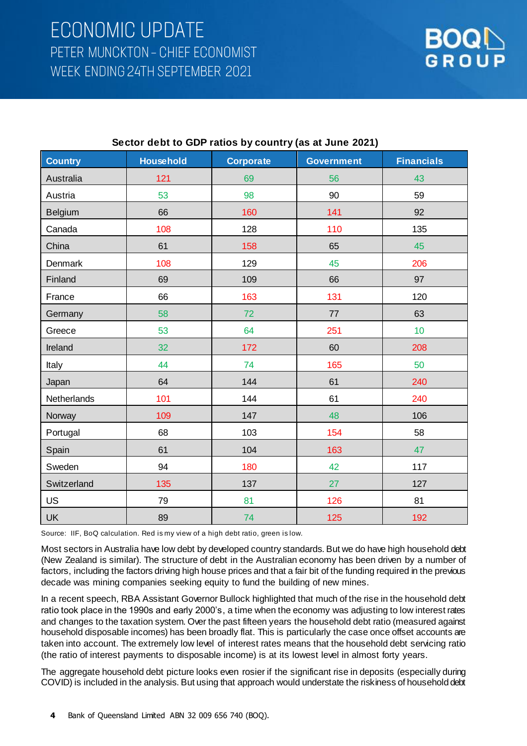**Sector debt to GDP ratios by country (as at June 2021)**

| Country | Household | Corporate | Government | Financials |
|---|---|---|---|---|
| Australia | 121 | 69 | 56 | 43 |
| Austria | 53 | 98 | 90 | 59 |
| Belgium | 66 | 160 | 141 | 92 |
| Canada | 108 | 128 | 110 | 135 |
| China | 61 | 158 | 65 | 45 |
| Denmark | 108 | 129 | 45 | 206 |
| Finland | 69 | 109 | 66 | 97 |
| France | 66 | 163 | 131 | 120 |
| Germany | 58 | 72 | 77 | 63 |
| Greece | 53 | 64 | 251 | 10 |
| Ireland | 32 | 172 | 60 | 208 |
| Italy | 44 | 74 | 165 | 50 |
| Japan | 64 | 144 | 61 | 240 |
| Netherlands | 101 | 144 | 61 | 240 |
| Norway | 109 | 147 | 48 | 106 |
| Portugal | 68 | 103 | 154 | 58 |
| Spain | 61 | 104 | 163 | 47 |
| Sweden | 94 | 180 | 42 | 117 |
| Switzerland | 135 | 137 | 27 | 127 |
| US | 79 | 81 | 126 | 81 |
| UK | 89 | 74 | 125 | 192 |

Source: IIF, BoQ calculation. Red is my view of a high debt ratio, green is low.

Most sectors in Australia have low debt by developed country standards. But we do have high household debt (New Zealand is similar). The structure of debt in the Australian economy has been driven by a number of factors, including the factors driving high house prices and that a fair bit of the funding required in the previous decade was mining companies seeking equity to fund the building of new mines.

In a recent speech, RBA Assistant Governor Bullock highlighted that much of the rise in the household debt ratio took place in the 1990s and early 2000's, a time when the economy was adjusting to low interest rates and changes to the taxation system. Over the past fifteen years the household debt ratio (measured against household disposable incomes) has been broadly flat. This is particularly the case once offset accounts are taken into account. The extremely low level of interest rates means that the household debt servicing ratio (the ratio of interest payments to disposable income) is at its lowest level in almost forty years.

The aggregate household debt picture looks even rosier if the significant rise in deposits (especially during COVID) is included in the analysis. But using that approach would understate the riskiness of household debt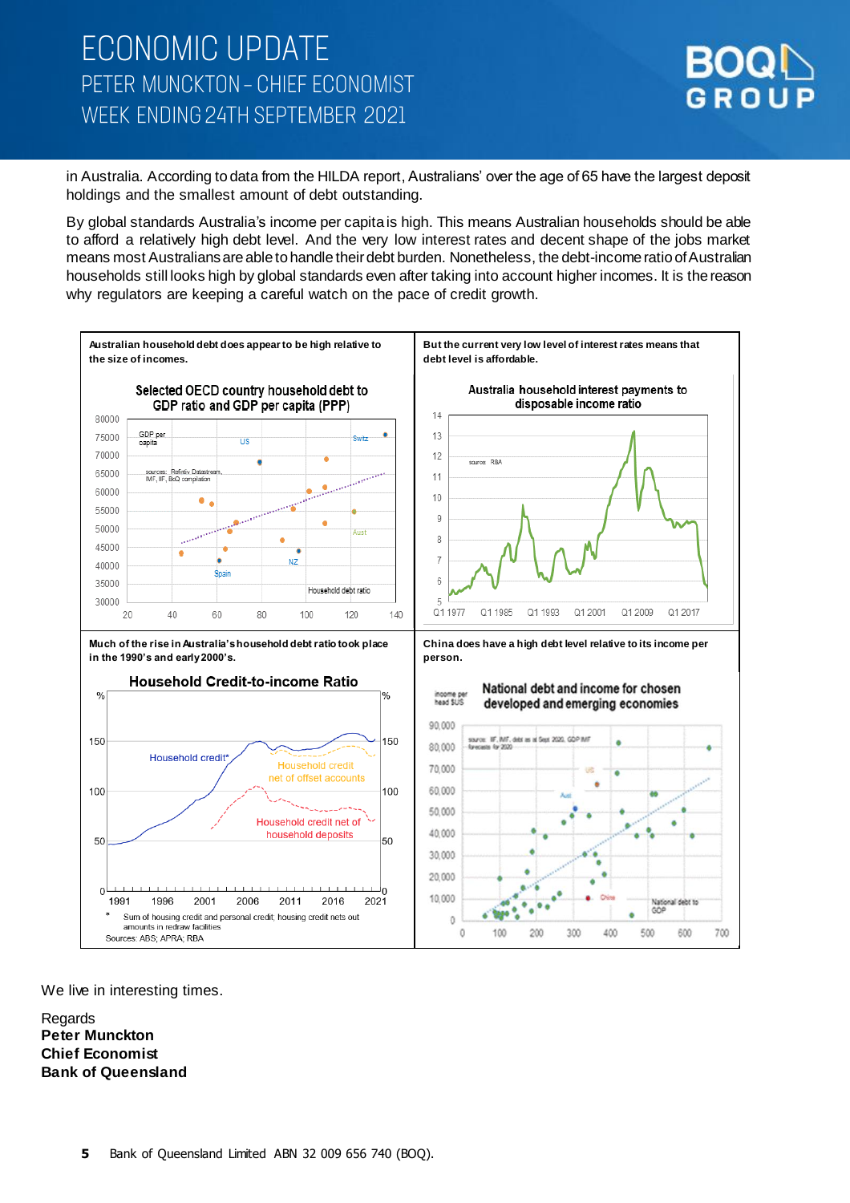in Australia. According to data from the HILDA report, Australians' over the age of 65 have the largest deposit holdings and the smallest amount of debt outstanding.

By global standards Australia's income per capita is high. This means Australian households should be able to afford a relatively high debt level. And the very low interest rates and decent shape of the jobs market means most Australians are able to handle their debt burden. Nonetheless, the debt-income ratio of Australian households still looks high by global standards even after taking into account higher incomes. It is the reason why regulators are keeping a careful watch on the pace of credit growth.

**Australian household debt does appear to be high relative to the size of incomes.**

Selected OECD country household debt to GDP ratio and GDP per capita (PPP)

**But the current very low level of interest rates means that debt level is affordable.**

Australia household interest payments to disposable income ratio

**Much of the rise in Australia's household debt ratio took place in the 1990's and early 2000's.**

Household Credit-to-income Ratio

\* Sum of housing credit and personal credit; housing credit nets out amounts in redraw facilities

Sources: ABS; APRA; RBA

**China does have a high debt level relative to its income per person.**

National debt and income for chosen developed and emerging economies

We live in interesting times.

Regards
**Peter Munckton**
**Chief Economist**
**Bank of Queensland**

Bank of Queensland Limited ABN 32 009 656 740 (BOQ).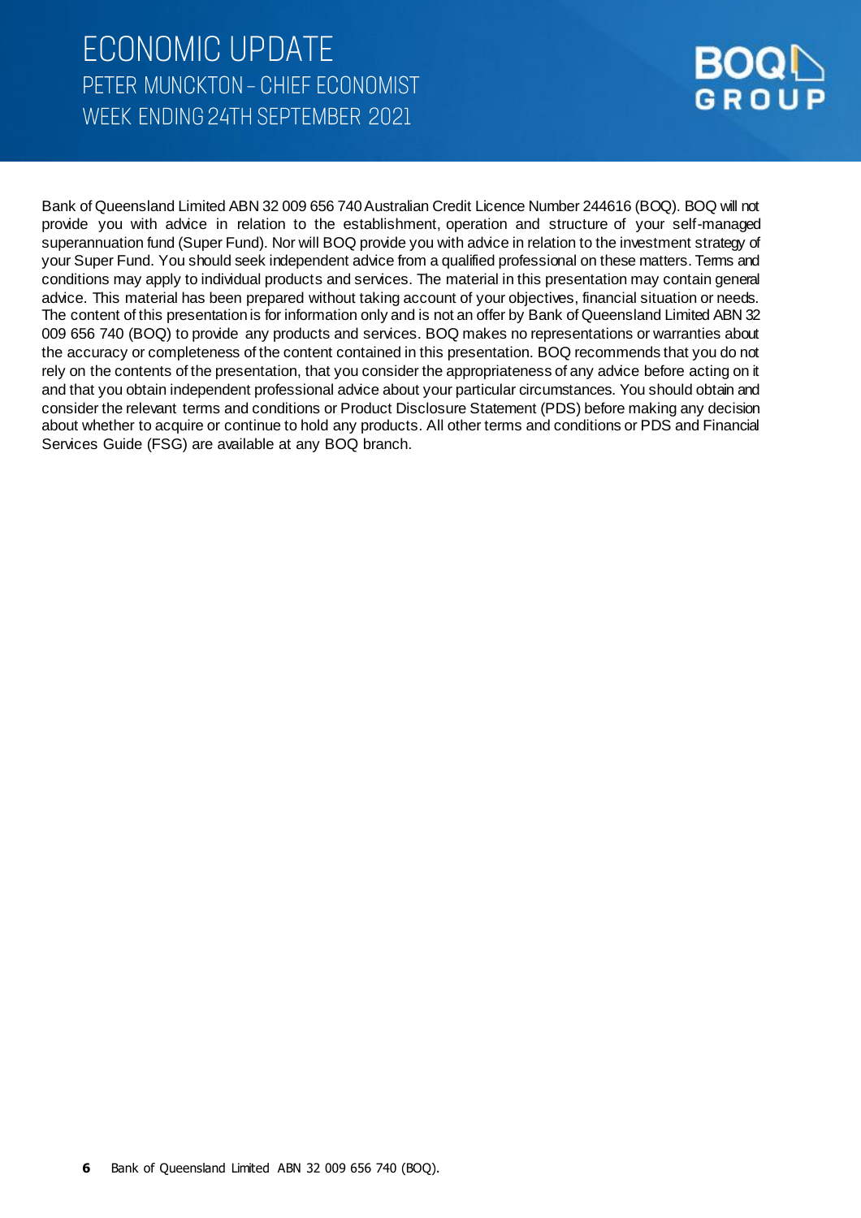Bank of Queensland Limited ABN 32 009 656 740 Australian Credit Licence Number 244616 (BOQ). BOQ will not provide you with advice in relation to the establishment, operation and structure of your self-managed superannuation fund (Super Fund). Nor will BOQ provide you with advice in relation to the investment strategy of your Super Fund. You should seek independent advice from a qualified professional on these matters. Terms and conditions may apply to individual products and services. The material in this presentation may contain general advice. This material has been prepared without taking account of your objectives, financial situation or needs. The content of this presentation is for information only and is not an offer by Bank of Queensland Limited ABN 32 009 656 740 (BOQ) to provide any products and services. BOQ makes no representations or warranties about the accuracy or completeness of the content contained in this presentation. BOQ recommends that you do not rely on the contents of the presentation, that you consider the appropriateness of any advice before acting on it and that you obtain independent professional advice about your particular circumstances. You should obtain and consider the relevant terms and conditions or Product Disclosure Statement (PDS) before making any decision about whether to acquire or continue to hold any products. All other terms and conditions or PDS and Financial Services Guide (FSG) are available at any BOQ branch.